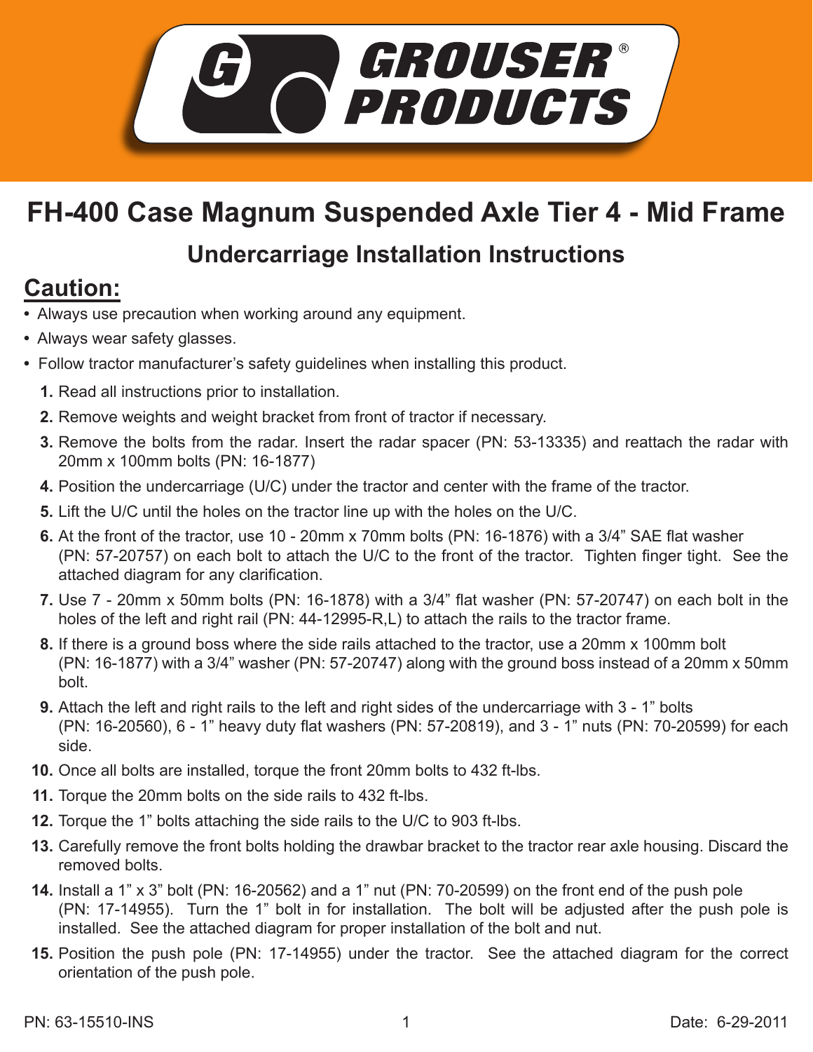# FH-400 Case Magnum Suspended Axle Tier 4 - Mid Frame

## Undercarriage Installation Instructions

## Caution:

- Always use precaution when working around any equipment.
- Always wear safety glasses.
- Follow tractor manufacturer's safety guidelines when installing this product.

1. Read all instructions prior to installation.
2. Remove weights and weight bracket from front of tractor if necessary.
3. Remove the bolts from the radar. Insert the radar spacer (PN: 53-13335) and reattach the radar with 20mm x 100mm bolts (PN: 16-1877)
4. Position the undercarriage (U/C) under the tractor and center with the frame of the tractor.
5. Lift the U/C until the holes on the tractor line up with the holes on the U/C.
6. At the front of the tractor, use 10 - 20mm x 70mm bolts (PN: 16-1876) with a 3/4" SAE flat washer (PN: 57-20757) on each bolt to attach the U/C to the front of the tractor. Tighten finger tight. See the attached diagram for any clarification.
7. Use 7 - 20mm x 50mm bolts (PN: 16-1878) with a 3/4" flat washer (PN: 57-20747) on each bolt in the holes of the left and right rail (PN: 44-12995-R,L) to attach the rails to the tractor frame.
8. If there is a ground boss where the side rails attached to the tractor, use a 20mm x 100mm bolt (PN: 16-1877) with a 3/4" washer (PN: 57-20747) along with the ground boss instead of a 20mm x 50mm bolt.
9. Attach the left and right rails to the left and right sides of the undercarriage with 3 - 1" bolts (PN: 16-20560), 6 - 1" heavy duty flat washers (PN: 57-20819), and 3 - 1" nuts (PN: 70-20599) for each side.
10. Once all bolts are installed, torque the front 20mm bolts to 432 ft-lbs.
11. Torque the 20mm bolts on the side rails to 432 ft-lbs.
12. Torque the 1" bolts attaching the side rails to the U/C to 903 ft-lbs.
13. Carefully remove the front bolts holding the drawbar bracket to the tractor rear axle housing. Discard the removed bolts.
14. Install a 1" x 3" bolt (PN: 16-20562) and a 1" nut (PN: 70-20599) on the front end of the push pole (PN: 17-14955). Turn the 1" bolt in for installation. The bolt will be adjusted after the push pole is installed. See the attached diagram for proper installation of the bolt and nut.
15. Position the push pole (PN: 17-14955) under the tractor. See the attached diagram for the correct orientation of the push pole.

PN: 63-15510-INS Date: 6-29-2011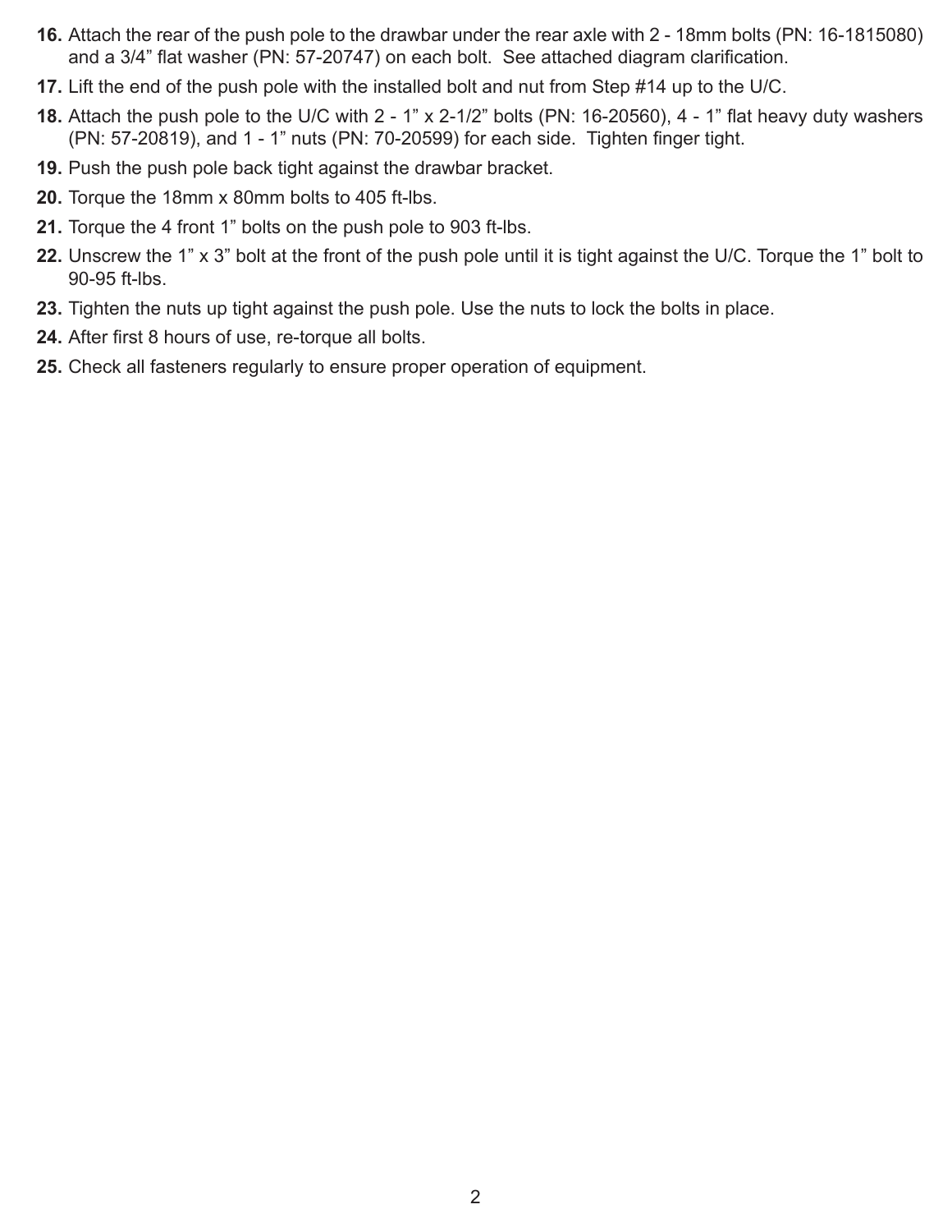16. Attach the rear of the push pole to the drawbar under the rear axle with 2 - 18mm bolts (PN: 16-1815080) and a 3/4” flat washer (PN: 57-20747) on each bolt.  See attached diagram clarification.
17. Lift the end of the push pole with the installed bolt and nut from Step #14 up to the U/C.
18. Attach the push pole to the U/C with 2 - 1” x 2-1/2” bolts (PN: 16-20560), 4 - 1” flat heavy duty washers (PN: 57-20819), and 1 - 1” nuts (PN: 70-20599) for each side.  Tighten finger tight.
19. Push the push pole back tight against the drawbar bracket.
20. Torque the 18mm x 80mm bolts to 405 ft-lbs.
21. Torque the 4 front 1” bolts on the push pole to 903 ft-lbs.
22. Unscrew the 1” x 3” bolt at the front of the push pole until it is tight against the U/C. Torque the 1” bolt to 90-95 ft-lbs.
23. Tighten the nuts up tight against the push pole. Use the nuts to lock the bolts in place.
24. After first 8 hours of use, re-torque all bolts.
25. Check all fasteners regularly to ensure proper operation of equipment.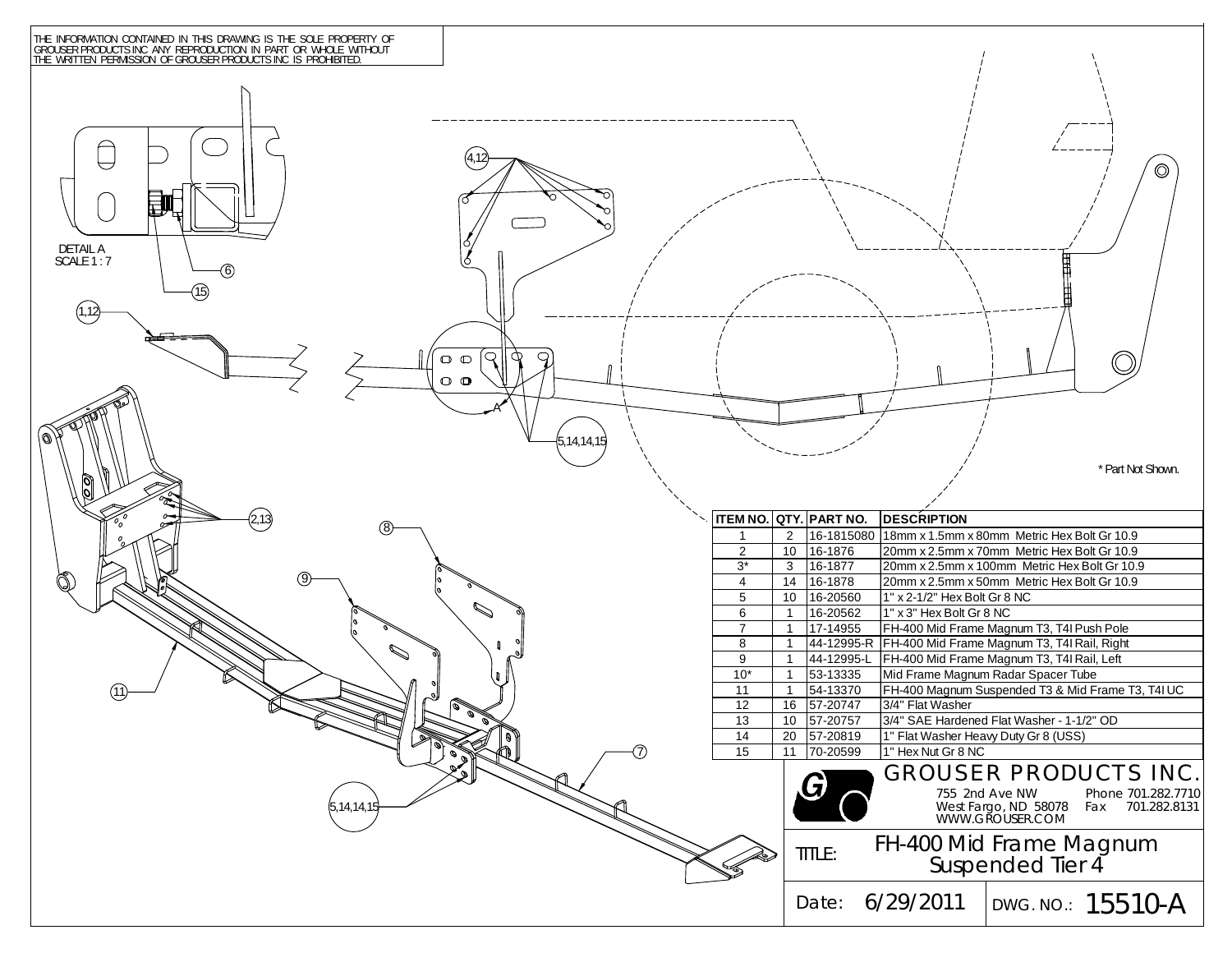THE INFORMATION CONTAINED IN THIS DRAWING IS THE SOLE PROPERTY OF GROUSER PRODUCTS INC ANY REPRODUCTION IN PART OR WHOLE WITHOUT THE WRITTEN PERMISSION OF GROUSER PRODUCTS INC IS PROHIBITED.

DETAIL A
SCALE 1 : 7

6
15
1,12
4,12
A
5,14,14,15
2,13
8
9
11
7
5,14,14,15

* Part Not Shown.

| ITEM NO. | QTY. | PART NO. | DESCRIPTION |
|---|---|---|---|
| 1 | 2 | 16-1815080 | 18mm x 1.5mm x 80mm Metric Hex Bolt Gr 10.9 |
| 2 | 10 | 16-1876 | 20mm x 2.5mm x 70mm Metric Hex Bolt Gr 10.9 |
| 3* | 3 | 16-1877 | 20mm x 2.5mm x 100mm Metric Hex Bolt Gr 10.9 |
| 4 | 14 | 16-1878 | 20mm x 2.5mm x 50mm Metric Hex Bolt Gr 10.9 |
| 5 | 10 | 16-20560 | 1" x 2-1/2" Hex Bolt Gr 8 NC |
| 6 | 1 | 16-20562 | 1" x 3" Hex Bolt Gr 8 NC |
| 7 | 1 | 17-14955 | FH-400 Mid Frame Magnum T3, T4I Push Pole |
| 8 | 1 | 44-12995-R | FH-400 Mid Frame Magnum T3, T4I Rail, Right |
| 9 | 1 | 44-12995-L | FH-400 Mid Frame Magnum T3, T4I Rail, Left |
| 10* | 1 | 53-13335 | Mid Frame Magnum Radar Spacer Tube |
| 11 | 1 | 54-13370 | FH-400 Magnum Suspended T3 & Mid Frame T3, T4I UC |
| 12 | 16 | 57-20747 | 3/4" Flat Washer |
| 13 | 10 | 57-20757 | 3/4" SAE Hardened Flat Washer - 1-1/2" OD |
| 14 | 20 | 57-20819 | 1" Flat Washer Heavy Duty Gr 8 (USS) |
| 15 | 11 | 70-20599 | 1" Hex Nut Gr 8 NC |

GROUSER PRODUCTS INC.
755 2nd Ave NW
West Fargo, ND 58078
WWW.GROUSER.COM
Phone 701.282.7710
Fax 701.282.8131

TITLE: FH-400 Mid Frame Magnum Suspended Tier 4

Date: 6/29/2011

DWG. NO.: 15510-A